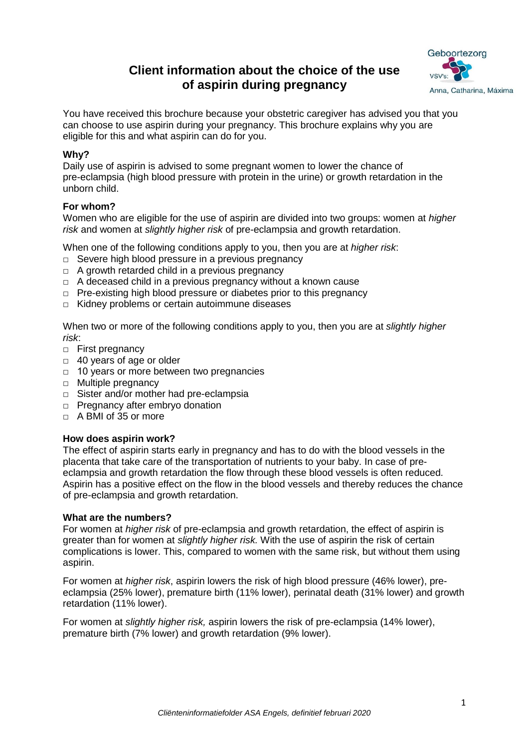# Client information about the choice of the use of aspirin during pregnancy

Geboortezorg
VSV's:
Anna, Catharina, Máxima

You have received this brochure because your obstetric caregiver has advised you that you can choose to use aspirin during your pregnancy. This brochure explains why you are eligible for this and what aspirin can do for you.

**Why?**

Daily use of aspirin is advised to some pregnant women to lower the chance of pre-eclampsia (high blood pressure with protein in the urine) or growth retardation in the unborn child.

**For whom?**

Women who are eligible for the use of aspirin are divided into two groups: women at *higher risk* and women at *slightly higher risk* of pre-eclampsia and growth retardation.

When one of the following conditions apply to you, then you are at *higher risk*:

- □ Severe high blood pressure in a previous pregnancy
- □ A growth retarded child in a previous pregnancy
- □ A deceased child in a previous pregnancy without a known cause
- □ Pre-existing high blood pressure or diabetes prior to this pregnancy
- □ Kidney problems or certain autoimmune diseases

When two or more of the following conditions apply to you, then you are at *slightly higher risk*:

- □ First pregnancy
- □ 40 years of age or older
- □ 10 years or more between two pregnancies
- □ Multiple pregnancy
- □ Sister and/or mother had pre-eclampsia
- □ Pregnancy after embryo donation
- □ A BMI of 35 or more

**How does aspirin work?**

The effect of aspirin starts early in pregnancy and has to do with the blood vessels in the placenta that take care of the transportation of nutrients to your baby. In case of pre-eclampsia and growth retardation the flow through these blood vessels is often reduced. Aspirin has a positive effect on the flow in the blood vessels and thereby reduces the chance of pre-eclampsia and growth retardation.

**What are the numbers?**

For women at *higher risk* of pre-eclampsia and growth retardation, the effect of aspirin is greater than for women at *slightly higher risk.* With the use of aspirin the risk of certain complications is lower. This, compared to women with the same risk, but without them using aspirin.

For women at *higher risk*, aspirin lowers the risk of high blood pressure (46% lower), pre-eclampsia (25% lower), premature birth (11% lower), perinatal death (31% lower) and growth retardation (11% lower).

For women at *slightly higher risk,* aspirin lowers the risk of pre-eclampsia (14% lower), premature birth (7% lower) and growth retardation (9% lower).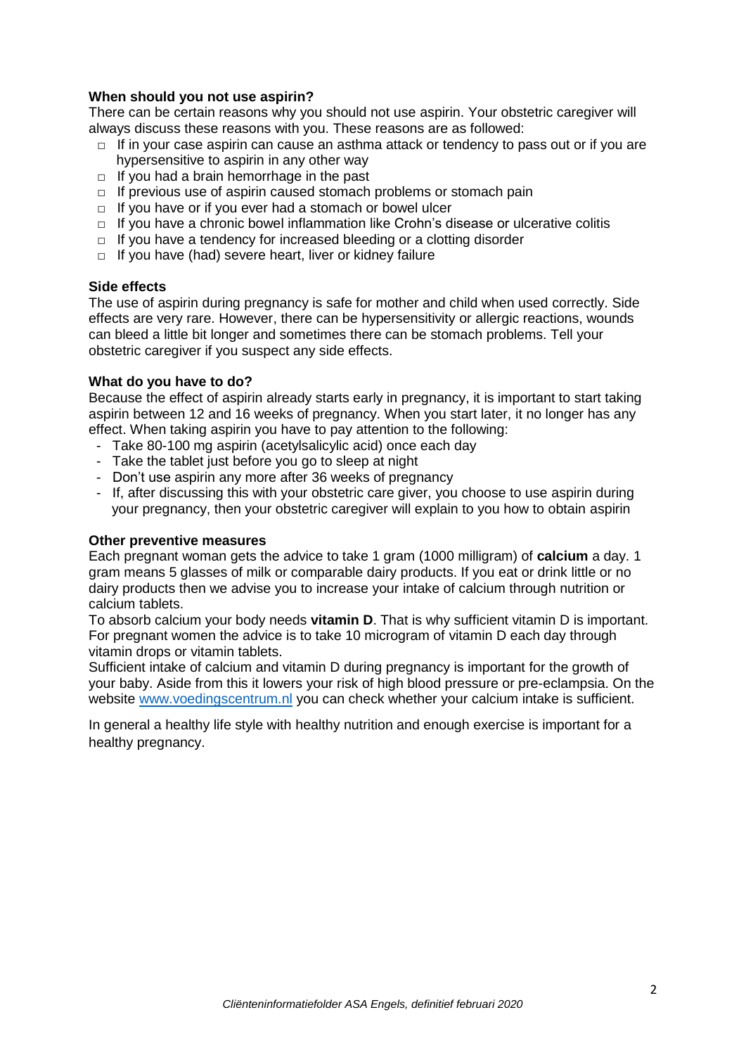**When should you not use aspirin?**

There can be certain reasons why you should not use aspirin. Your obstetric caregiver will always discuss these reasons with you. These reasons are as followed:

- If in your case aspirin can cause an asthma attack or tendency to pass out or if you are hypersensitive to aspirin in any other way
- If you had a brain hemorrhage in the past
- If previous use of aspirin caused stomach problems or stomach pain
- If you have or if you ever had a stomach or bowel ulcer
- If you have a chronic bowel inflammation like Crohn's disease or ulcerative colitis
- If you have a tendency for increased bleeding or a clotting disorder
- If you have (had) severe heart, liver or kidney failure

**Side effects**

The use of aspirin during pregnancy is safe for mother and child when used correctly. Side effects are very rare. However, there can be hypersensitivity or allergic reactions, wounds can bleed a little bit longer and sometimes there can be stomach problems. Tell your obstetric caregiver if you suspect any side effects.

**What do you have to do?**

Because the effect of aspirin already starts early in pregnancy, it is important to start taking aspirin between 12 and 16 weeks of pregnancy. When you start later, it no longer has any effect. When taking aspirin you have to pay attention to the following:

- Take 80-100 mg aspirin (acetylsalicylic acid) once each day
- Take the tablet just before you go to sleep at night
- Don't use aspirin any more after 36 weeks of pregnancy
- If, after discussing this with your obstetric care giver, you choose to use aspirin during your pregnancy, then your obstetric caregiver will explain to you how to obtain aspirin

**Other preventive measures**

Each pregnant woman gets the advice to take 1 gram (1000 milligram) of **calcium** a day. 1 gram means 5 glasses of milk or comparable dairy products. If you eat or drink little or no dairy products then we advise you to increase your intake of calcium through nutrition or calcium tablets.

To absorb calcium your body needs **vitamin D**. That is why sufficient vitamin D is important. For pregnant women the advice is to take 10 microgram of vitamin D each day through vitamin drops or vitamin tablets.

Sufficient intake of calcium and vitamin D during pregnancy is important for the growth of your baby. Aside from this it lowers your risk of high blood pressure or pre-eclampsia. On the website www.voedingscentrum.nl you can check whether your calcium intake is sufficient.

In general a healthy life style with healthy nutrition and enough exercise is important for a healthy pregnancy.